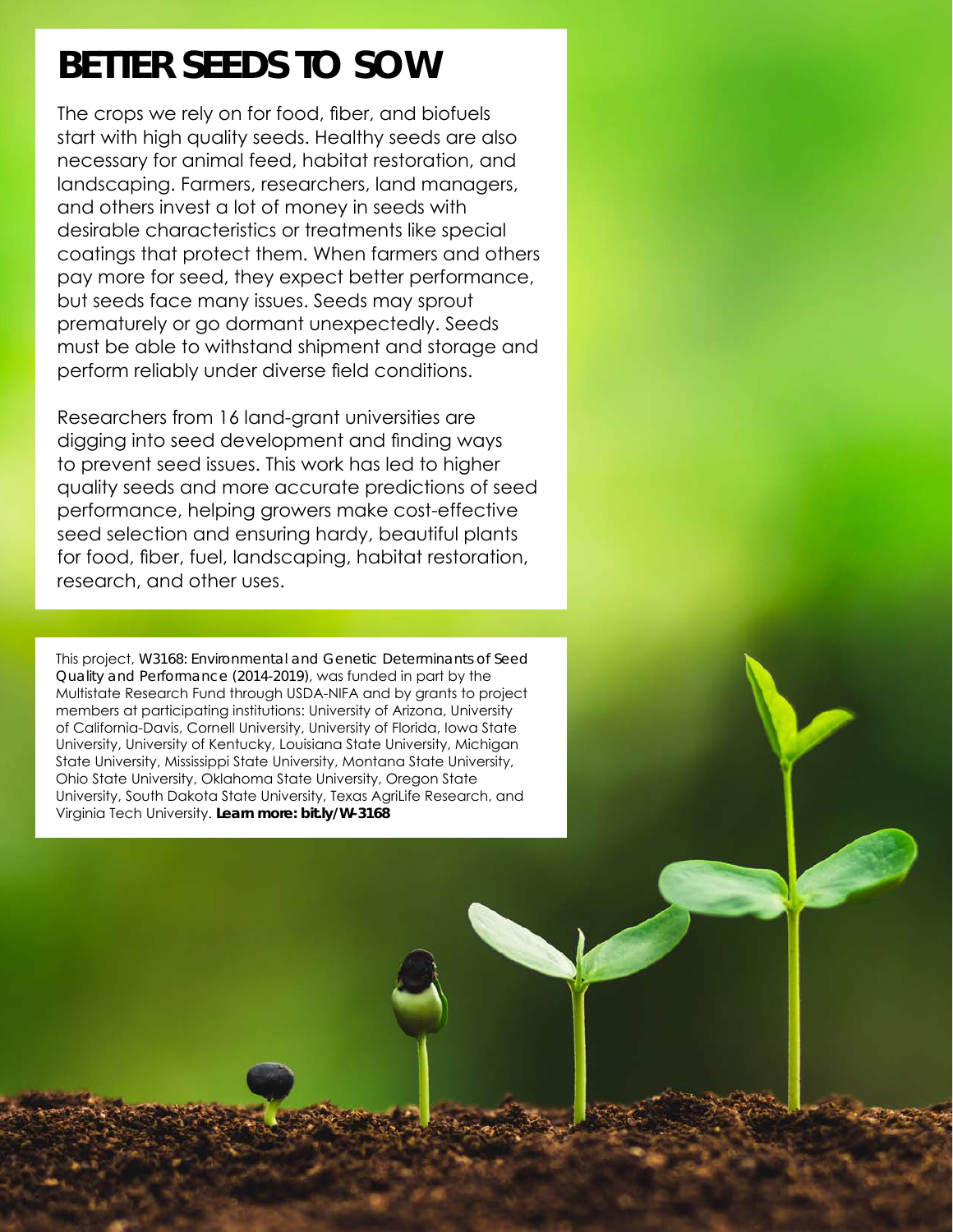# BETTER SEEDS TO SOW

The crops we rely on for food, fiber, and biofuels start with high quality seeds. Healthy seeds are also necessary for animal feed, habitat restoration, and landscaping. Farmers, researchers, land managers, and others invest a lot of money in seeds with desirable characteristics or treatments like special coatings that protect them. When farmers and others pay more for seed, they expect better performance, but seeds face many issues. Seeds may sprout prematurely or go dormant unexpectedly. Seeds must be able to withstand shipment and storage and perform reliably under diverse field conditions.

Researchers from 16 land-grant universities are digging into seed development and finding ways to prevent seed issues. This work has led to higher quality seeds and more accurate predictions of seed performance, helping growers make cost-effective seed selection and ensuring hardy, beautiful plants for food, fiber, fuel, landscaping, habitat restoration, research, and other uses.

This project, W3168: Environmental and Genetic Determinants of Seed Quality and Performance (2014-2019), was funded in part by the Multistate Research Fund through USDA-NIFA and by grants to project members at participating institutions: University of Arizona, University of California-Davis, Cornell University, University of Florida, Iowa State University, University of Kentucky, Louisiana State University, Michigan State University, Mississippi State University, Montana State University, Ohio State University, Oklahoma State University, Oregon State University, South Dakota State University, Texas AgriLife Research, and Virginia Tech University. **Learn more: bit.ly/W-3168**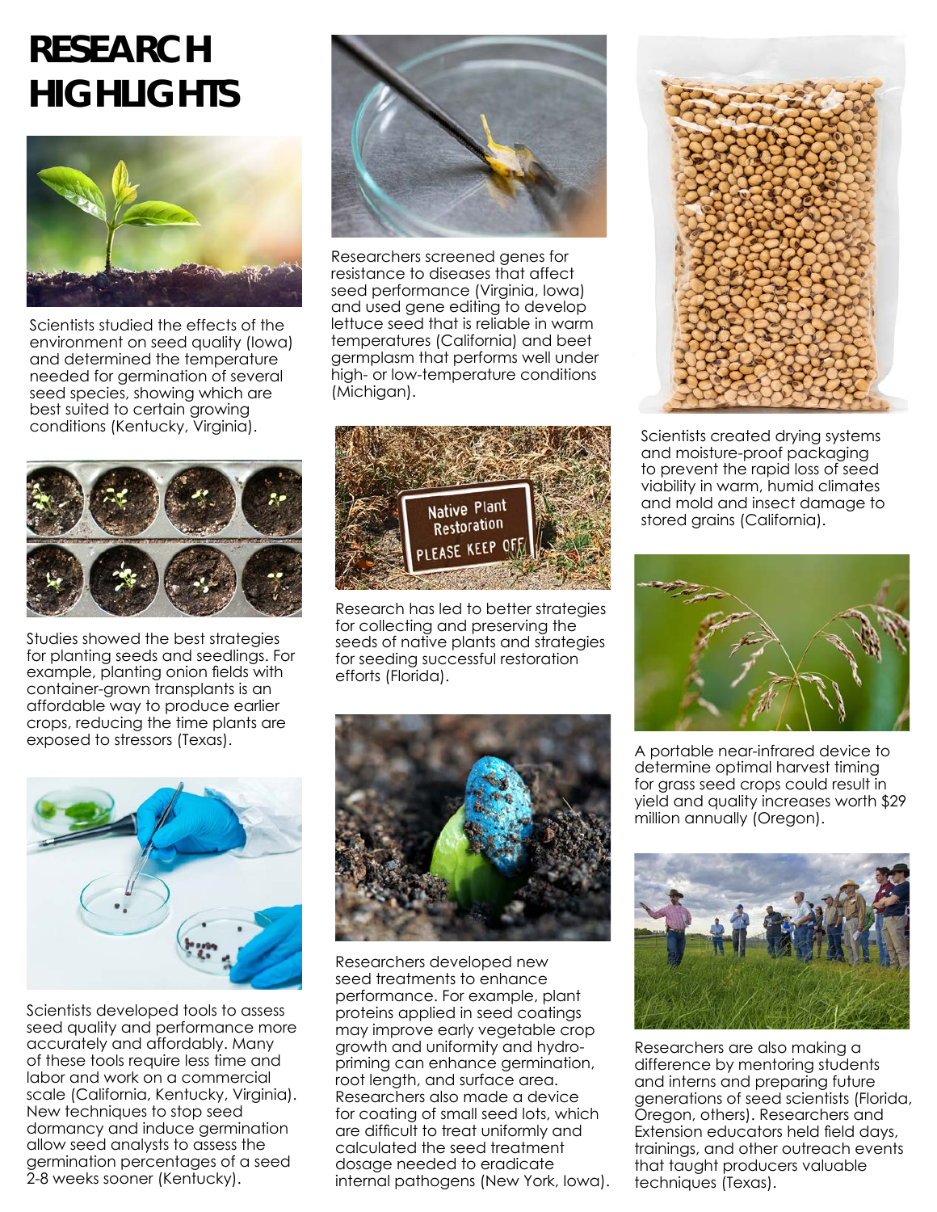# RESEARCH HIGHLIGHTS

Scientists studied the effects of the environment on seed quality (Iowa) and determined the temperature needed for germination of several seed species, showing which are best suited to certain growing conditions (Kentucky, Virginia).

Studies showed the best strategies for planting seeds and seedlings. For example, planting onion fields with container-grown transplants is an affordable way to produce earlier crops, reducing the time plants are exposed to stressors (Texas).

Scientists developed tools to assess seed quality and performance more accurately and affordably. Many of these tools require less time and labor and work on a commercial scale (California, Kentucky, Virginia). New techniques to stop seed dormancy and induce germination allow seed analysts to assess the germination percentages of a seed 2-8 weeks sooner (Kentucky).

Researchers screened genes for resistance to diseases that affect seed performance (Virginia, Iowa) and used gene editing to develop lettuce seed that is reliable in warm temperatures (California) and beet germplasm that performs well under high- or low-temperature conditions (Michigan).

Research has led to better strategies for collecting and preserving the seeds of native plants and strategies for seeding successful restoration efforts (Florida).

Researchers developed new seed treatments to enhance performance. For example, plant proteins applied in seed coatings may improve early vegetable crop growth and uniformity and hydro-priming can enhance germination, root length, and surface area. Researchers also made a device for coating of small seed lots, which are difficult to treat uniformly and calculated the seed treatment dosage needed to eradicate internal pathogens (New York, Iowa).

Scientists created drying systems and moisture-proof packaging to prevent the rapid loss of seed viability in warm, humid climates and mold and insect damage to stored grains (California).

A portable near-infrared device to determine optimal harvest timing for grass seed crops could result in yield and quality increases worth $29 million annually (Oregon).

Researchers are also making a difference by mentoring students and interns and preparing future generations of seed scientists (Florida, Oregon, others). Researchers and Extension educators held field days, trainings, and other outreach events that taught producers valuable techniques (Texas).